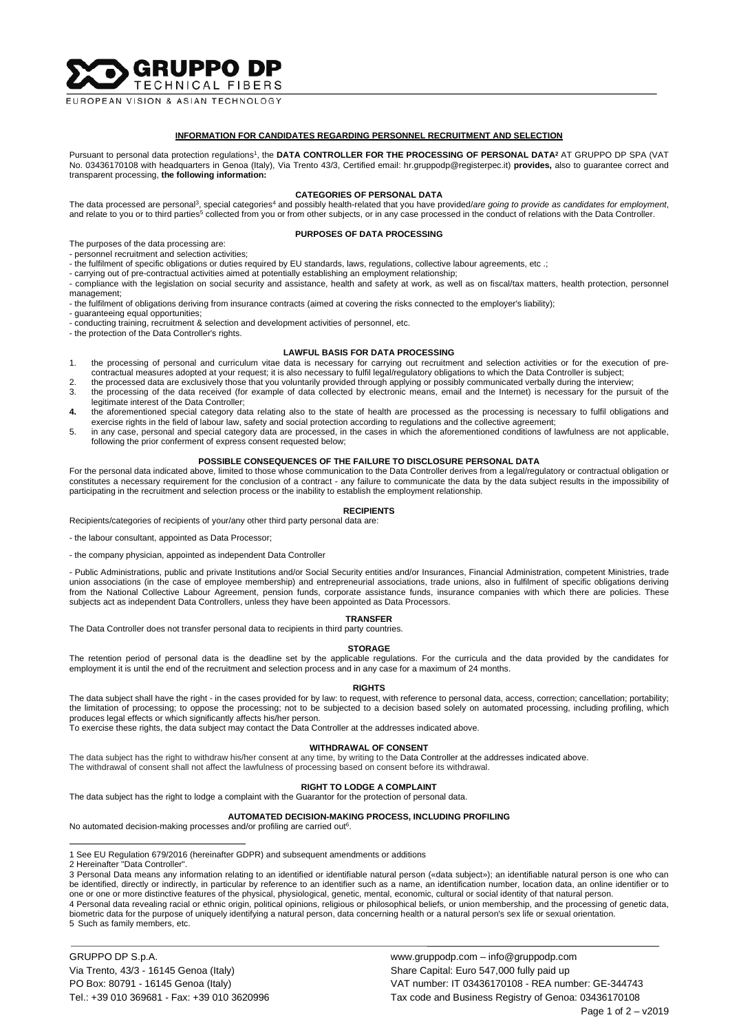GRUPPO DP
TECHNICAL FIBERS
EUROPEAN VISION & ASIAN TECHNOLOGY

## INFORMATION FOR CANDIDATES REGARDING PERSONNEL RECRUITMENT AND SELECTION

Pursuant to personal data protection regulations[1], the **DATA CONTROLLER FOR THE PROCESSING OF PERSONAL DATA[2]** AT GRUPPO DP SPA (VAT No. 03436170108 with headquarters in Genoa (Italy), Via Trento 43/3, Certified email: hr.gruppodp@registerpec.it) **provides,** also to guarantee correct and transparent processing, **the following information:**

### CATEGORIES OF PERSONAL DATA

The data processed are personal[3], special categories[4] and possibly health-related that you have provided/*are going to provide as candidates for employment*, and relate to you or to third parties[5] collected from you or from other subjects, or in any case processed in the conduct of relations with the Data Controller.

### PURPOSES OF DATA PROCESSING

The purposes of the data processing are:

- personnel recruitment and selection activities;
- the fulfilment of specific obligations or duties required by EU standards, laws, regulations, collective labour agreements, etc .;
- carrying out of pre-contractual activities aimed at potentially establishing an employment relationship;
- compliance with the legislation on social security and assistance, health and safety at work, as well as on fiscal/tax matters, health protection, personnel management;
- the fulfilment of obligations deriving from insurance contracts (aimed at covering the risks connected to the employer's liability);
- guaranteeing equal opportunities;
- conducting training, recruitment & selection and development activities of personnel, etc.
- the protection of the Data Controller's rights.

### LAWFUL BASIS FOR DATA PROCESSING

1. the processing of personal and curriculum vitae data is necessary for carrying out recruitment and selection activities or for the execution of pre-contractual measures adopted at your request; it is also necessary to fulfil legal/regulatory obligations to which the Data Controller is subject;
2. the processed data are exclusively those that you voluntarily provided through applying or possibly communicated verbally during the interview;
3. the processing of the data received (for example of data collected by electronic means, email and the Internet) is necessary for the pursuit of the legitimate interest of the Data Controller;
4. the aforementioned special category data relating also to the state of health are processed as the processing is necessary to fulfil obligations and exercise rights in the field of labour law, safety and social protection according to regulations and the collective agreement;
5. in any case, personal and special category data are processed, in the cases in which the aforementioned conditions of lawfulness are not applicable, following the prior conferment of express consent requested below;

### POSSIBLE CONSEQUENCES OF THE FAILURE TO DISCLOSURE PERSONAL DATA

For the personal data indicated above, limited to those whose communication to the Data Controller derives from a legal/regulatory or contractual obligation or constitutes a necessary requirement for the conclusion of a contract - any failure to communicate the data by the data subject results in the impossibility of participating in the recruitment and selection process or the inability to establish the employment relationship.

### RECIPIENTS

Recipients/categories of recipients of your/any other third party personal data are:

- the labour consultant, appointed as Data Processor;

- the company physician, appointed as independent Data Controller

- Public Administrations, public and private Institutions and/or Social Security entities and/or Insurances, Financial Administration, competent Ministries, trade union associations (in the case of employee membership) and entrepreneurial associations, trade unions, also in fulfilment of specific obligations deriving from the National Collective Labour Agreement, pension funds, corporate assistance funds, insurance companies with which there are policies. These subjects act as independent Data Controllers, unless they have been appointed as Data Processors.

### TRANSFER

The Data Controller does not transfer personal data to recipients in third party countries.

### STORAGE

The retention period of personal data is the deadline set by the applicable regulations. For the curricula and the data provided by the candidates for employment it is until the end of the recruitment and selection process and in any case for a maximum of 24 months.

### RIGHTS

The data subject shall have the right - in the cases provided for by law: to request, with reference to personal data, access, correction; cancellation; portability; the limitation of processing; to oppose the processing; not to be subjected to a decision based solely on automated processing, including profiling, which produces legal effects or which significantly affects his/her person.

To exercise these rights, the data subject may contact the Data Controller at the addresses indicated above.

### WITHDRAWAL OF CONSENT

The data subject has the right to withdraw his/her consent at any time, by writing to the Data Controller at the addresses indicated above.

The withdrawal of consent shall not affect the lawfulness of processing based on consent before its withdrawal.

### RIGHT TO LODGE A COMPLAINT

The data subject has the right to lodge a complaint with the Guarantor for the protection of personal data.

### AUTOMATED DECISION-MAKING PROCESS, INCLUDING PROFILING

No automated decision-making processes and/or profiling are carried out[6].

---

1 See EU Regulation 679/2016 (hereinafter GDPR) and subsequent amendments or additions

2 Hereinafter "Data Controller".

3 Personal Data means any information relating to an identified or identifiable natural person («data subject»); an identifiable natural person is one who can be identified, directly or indirectly, in particular by reference to an identifier such as a name, an identification number, location data, an online identifier or to one or one or more distinctive features of the physical, physiological, genetic, mental, economic, cultural or social identity of that natural person.

4 Personal data revealing racial or ethnic origin, political opinions, religious or philosophical beliefs, or union membership, and the processing of genetic data, biometric data for the purpose of uniquely identifying a natural person, data concerning health or a natural person's sex life or sexual orientation.

5 Such as family members, etc.

GRUPPO DP S.p.A.
Via Trento, 43/3 - 16145 Genoa (Italy)
PO Box: 80791 - 16145 Genoa (Italy)
Tel.: +39 010 369681 - Fax: +39 010 3620996

www.gruppodp.com – info@gruppodp.com
Share Capital: Euro 547,000 fully paid up
VAT number: IT 03436170108 - REA number: GE-344743
Tax code and Business Registry of Genoa: 03436170108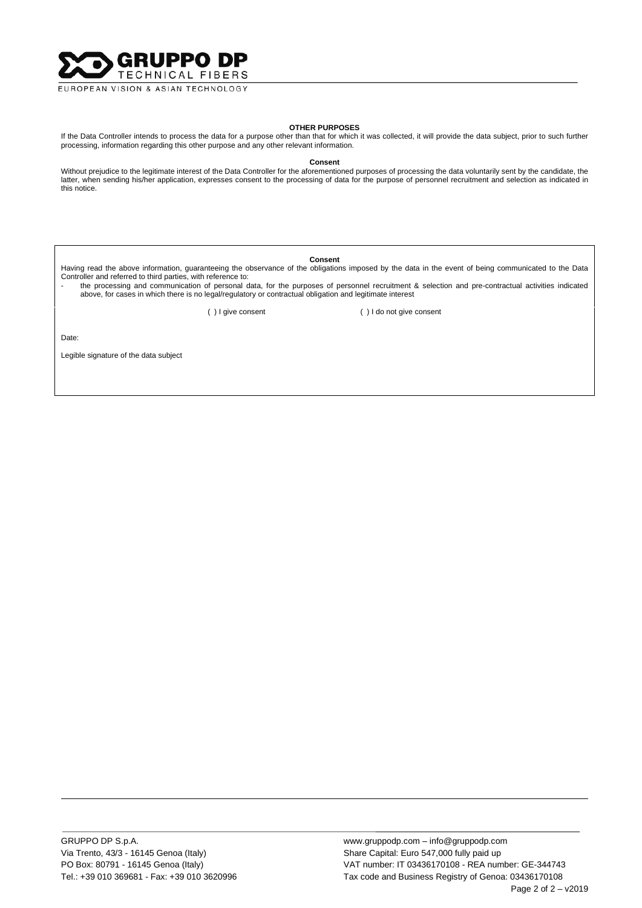**OTHER PURPOSES**

If the Data Controller intends to process the data for a purpose other than that for which it was collected, it will provide the data subject, prior to such further processing, information regarding this other purpose and any other relevant information.

**Consent**

Without prejudice to the legitimate interest of the Data Controller for the aforementioned purposes of processing the data voluntarily sent by the candidate, the latter, when sending his/her application, expresses consent to the processing of data for the purpose of personnel recruitment and selection as indicated in this notice.

**Consent**

Having read the above information, guaranteeing the observance of the obligations imposed by the data in the event of being communicated to the Data Controller and referred to third parties, with reference to:

- the processing and communication of personal data, for the purposes of personnel recruitment & selection and pre-contractual activities indicated above, for cases in which there is no legal/regulatory or contractual obligation and legitimate interest

( ) I give consent ( ) I do not give consent

Date:

Legible signature of the data subject

GRUPPO DP S.p.A.
Via Trento, 43/3 - 16145 Genoa (Italy)
PO Box: 80791 - 16145 Genoa (Italy)
Tel.: +39 010 369681 - Fax: +39 010 3620996

www.gruppodp.com – info@gruppodp.com
Share Capital: Euro 547,000 fully paid up
VAT number: IT 03436170108 - REA number: GE-344743
Tax code and Business Registry of Genoa: 03436170108